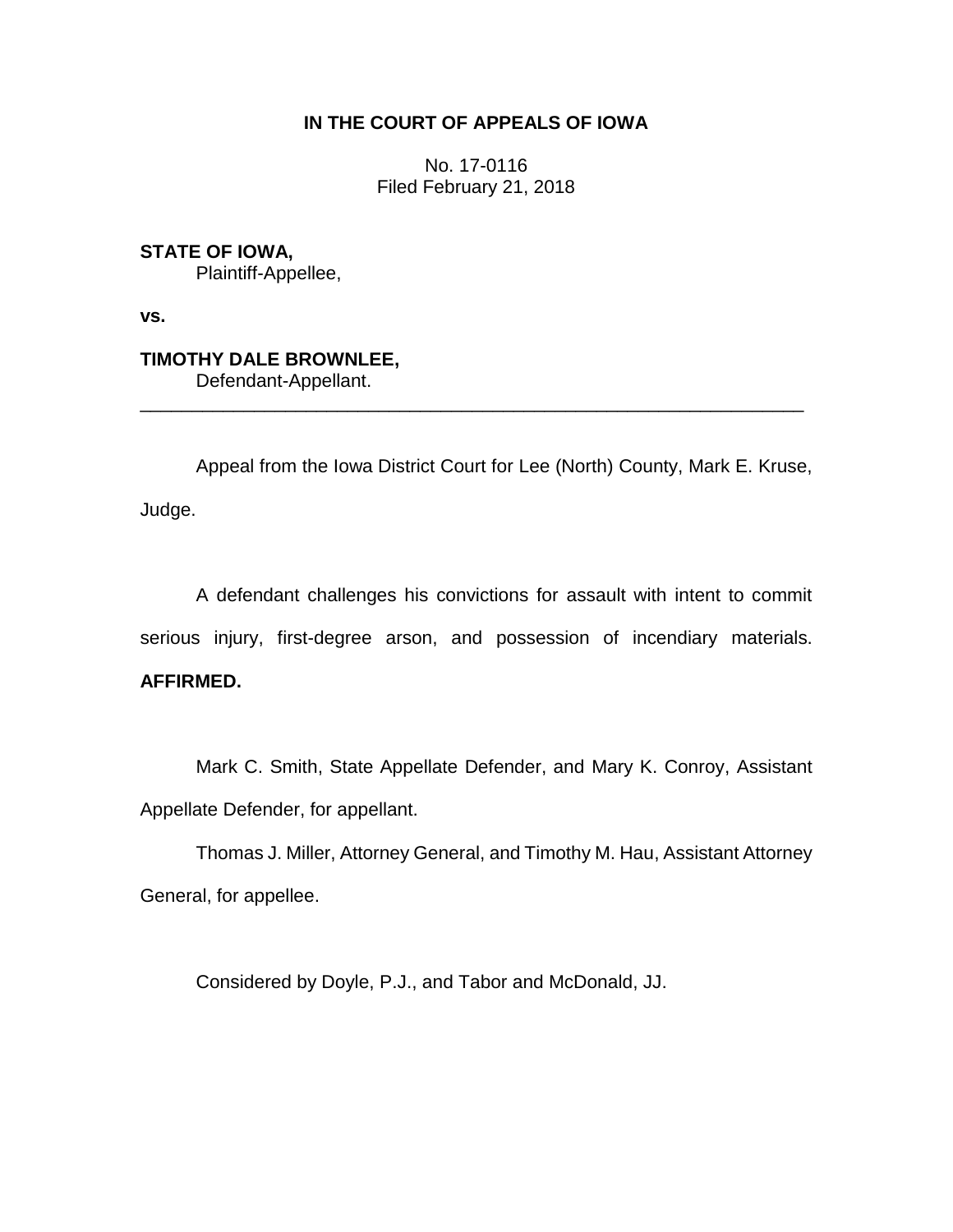**IN THE COURT OF APPEALS OF IOWA**

No. 17-0116
Filed February 21, 2018

**STATE OF IOWA,**
Plaintiff-Appellee,

**vs.**

**TIMOTHY DALE BROWNLEE,**
Defendant-Appellant.

---

Appeal from the Iowa District Court for Lee (North) County, Mark E. Kruse, Judge.

A defendant challenges his convictions for assault with intent to commit serious injury, first-degree arson, and possession of incendiary materials. **AFFIRMED.**

Mark C. Smith, State Appellate Defender, and Mary K. Conroy, Assistant Appellate Defender, for appellant.

Thomas J. Miller, Attorney General, and Timothy M. Hau, Assistant Attorney General, for appellee.

Considered by Doyle, P.J., and Tabor and McDonald, JJ.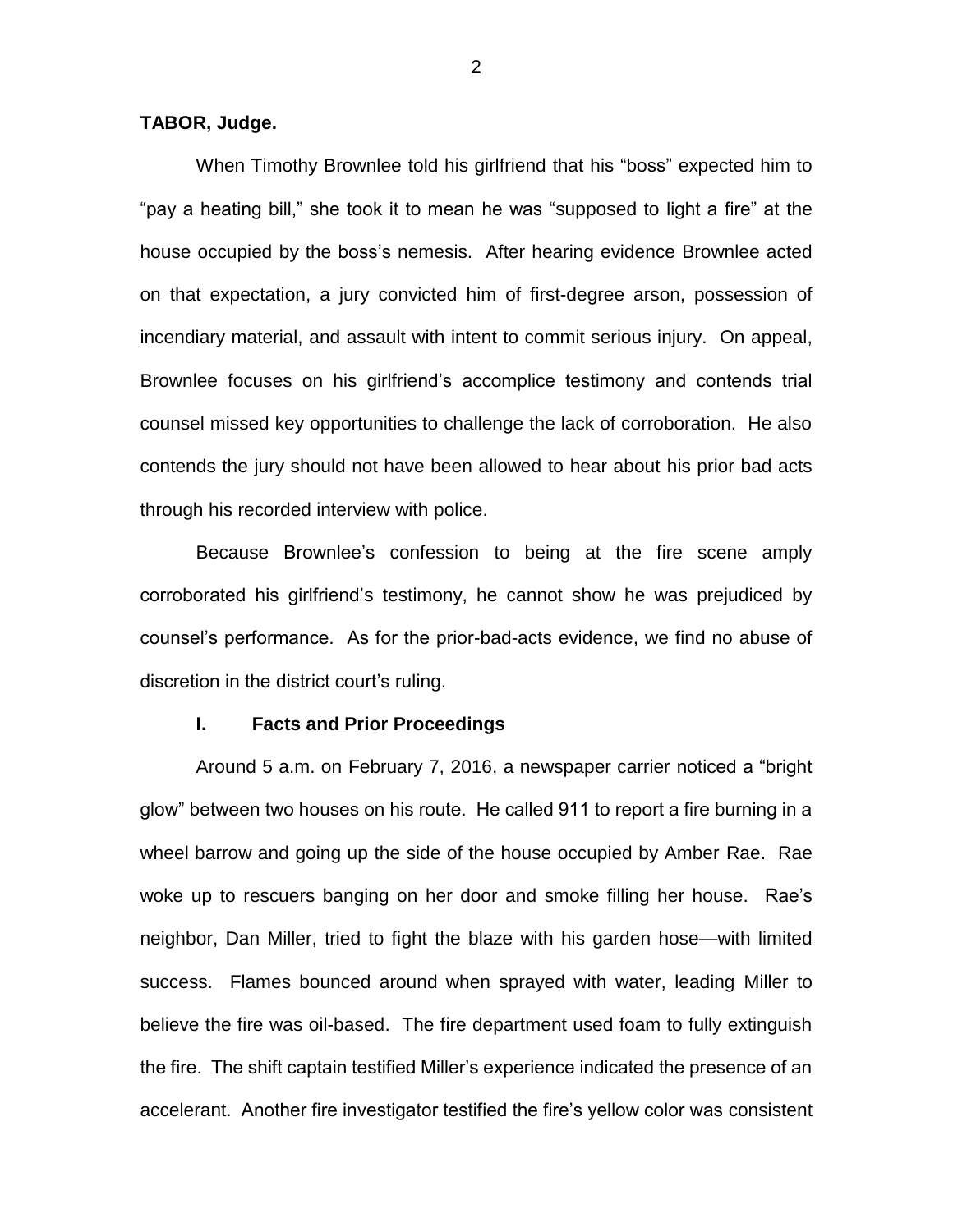**TABOR, Judge.**

When Timothy Brownlee told his girlfriend that his "boss" expected him to "pay a heating bill," she took it to mean he was "supposed to light a fire" at the house occupied by the boss's nemesis. After hearing evidence Brownlee acted on that expectation, a jury convicted him of first-degree arson, possession of incendiary material, and assault with intent to commit serious injury. On appeal, Brownlee focuses on his girlfriend's accomplice testimony and contends trial counsel missed key opportunities to challenge the lack of corroboration. He also contends the jury should not have been allowed to hear about his prior bad acts through his recorded interview with police.

Because Brownlee's confession to being at the fire scene amply corroborated his girlfriend's testimony, he cannot show he was prejudiced by counsel's performance. As for the prior-bad-acts evidence, we find no abuse of discretion in the district court's ruling.

## I. Facts and Prior Proceedings

Around 5 a.m. on February 7, 2016, a newspaper carrier noticed a "bright glow" between two houses on his route. He called 911 to report a fire burning in a wheel barrow and going up the side of the house occupied by Amber Rae. Rae woke up to rescuers banging on her door and smoke filling her house. Rae's neighbor, Dan Miller, tried to fight the blaze with his garden hose—with limited success. Flames bounced around when sprayed with water, leading Miller to believe the fire was oil-based. The fire department used foam to fully extinguish the fire. The shift captain testified Miller's experience indicated the presence of an accelerant. Another fire investigator testified the fire's yellow color was consistent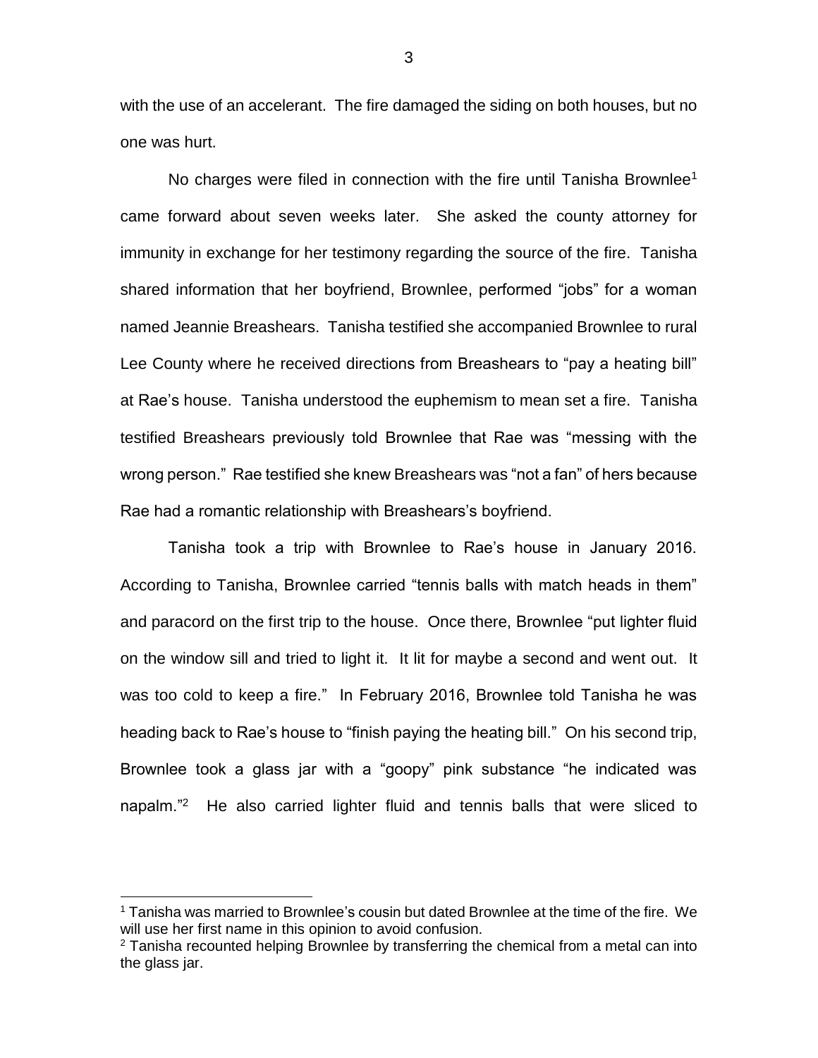with the use of an accelerant. The fire damaged the siding on both houses, but no one was hurt.

No charges were filed in connection with the fire until Tanisha Brownlee[1] came forward about seven weeks later. She asked the county attorney for immunity in exchange for her testimony regarding the source of the fire. Tanisha shared information that her boyfriend, Brownlee, performed "jobs" for a woman named Jeannie Breashears. Tanisha testified she accompanied Brownlee to rural Lee County where he received directions from Breashears to "pay a heating bill" at Rae's house. Tanisha understood the euphemism to mean set a fire. Tanisha testified Breashears previously told Brownlee that Rae was "messing with the wrong person." Rae testified she knew Breashears was "not a fan" of hers because Rae had a romantic relationship with Breashears's boyfriend.

Tanisha took a trip with Brownlee to Rae's house in January 2016. According to Tanisha, Brownlee carried "tennis balls with match heads in them" and paracord on the first trip to the house. Once there, Brownlee "put lighter fluid on the window sill and tried to light it. It lit for maybe a second and went out. It was too cold to keep a fire." In February 2016, Brownlee told Tanisha he was heading back to Rae's house to "finish paying the heating bill." On his second trip, Brownlee took a glass jar with a "goopy" pink substance "he indicated was napalm."[2] He also carried lighter fluid and tennis balls that were sliced to

[1] Tanisha was married to Brownlee's cousin but dated Brownlee at the time of the fire. We will use her first name in this opinion to avoid confusion.

[2] Tanisha recounted helping Brownlee by transferring the chemical from a metal can into the glass jar.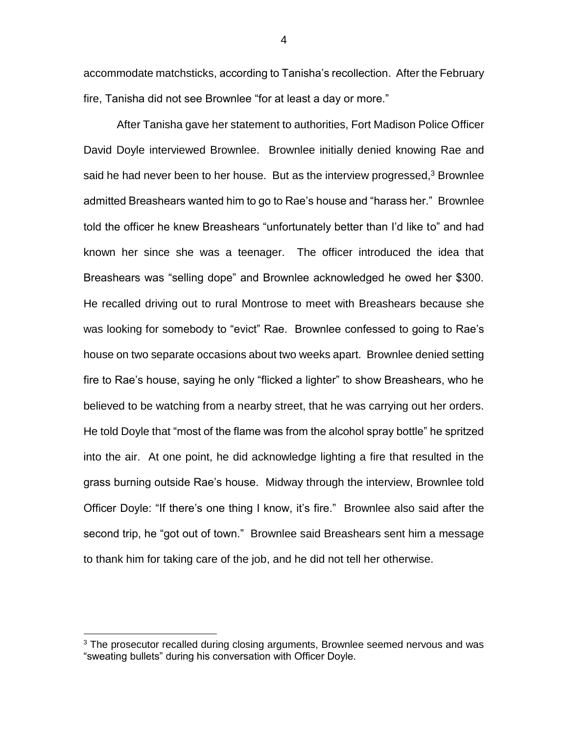accommodate matchsticks, according to Tanisha's recollection. After the February fire, Tanisha did not see Brownlee "for at least a day or more."

After Tanisha gave her statement to authorities, Fort Madison Police Officer David Doyle interviewed Brownlee. Brownlee initially denied knowing Rae and said he had never been to her house. But as the interview progressed,[3] Brownlee admitted Breashears wanted him to go to Rae's house and "harass her." Brownlee told the officer he knew Breashears "unfortunately better than I'd like to" and had known her since she was a teenager. The officer introduced the idea that Breashears was "selling dope" and Brownlee acknowledged he owed her $300. He recalled driving out to rural Montrose to meet with Breashears because she was looking for somebody to "evict" Rae. Brownlee confessed to going to Rae's house on two separate occasions about two weeks apart. Brownlee denied setting fire to Rae's house, saying he only "flicked a lighter" to show Breashears, who he believed to be watching from a nearby street, that he was carrying out her orders. He told Doyle that "most of the flame was from the alcohol spray bottle" he spritzed into the air. At one point, he did acknowledge lighting a fire that resulted in the grass burning outside Rae's house. Midway through the interview, Brownlee told Officer Doyle: "If there's one thing I know, it's fire." Brownlee also said after the second trip, he "got out of town." Brownlee said Breashears sent him a message to thank him for taking care of the job, and he did not tell her otherwise.

[3] The prosecutor recalled during closing arguments, Brownlee seemed nervous and was "sweating bullets" during his conversation with Officer Doyle.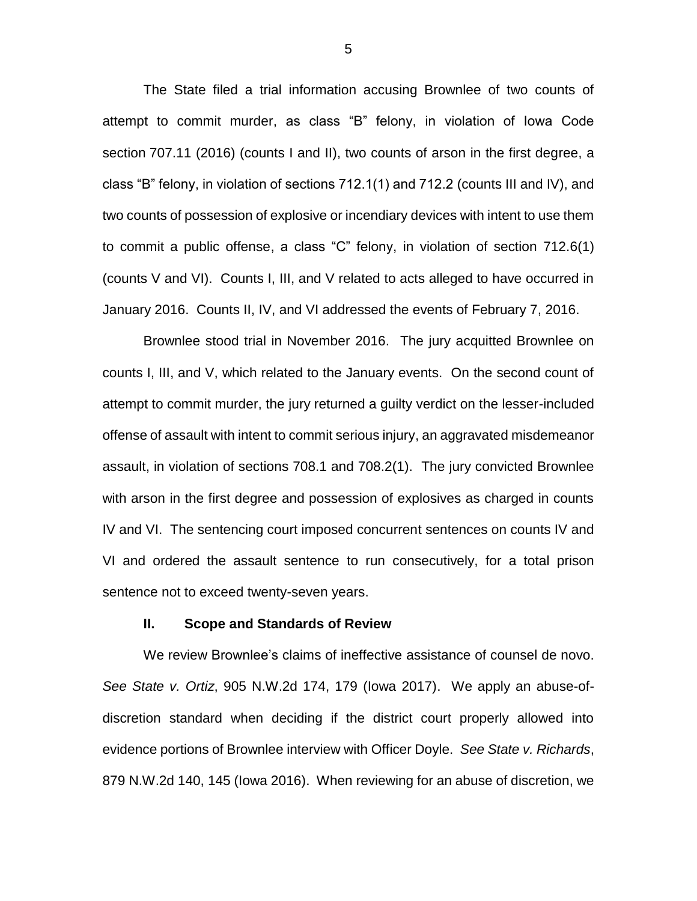The State filed a trial information accusing Brownlee of two counts of attempt to commit murder, as class “B” felony, in violation of Iowa Code section 707.11 (2016) (counts I and II), two counts of arson in the first degree, a class “B” felony, in violation of sections 712.1(1) and 712.2 (counts III and IV), and two counts of possession of explosive or incendiary devices with intent to use them to commit a public offense, a class “C” felony, in violation of section 712.6(1) (counts V and VI). Counts I, III, and V related to acts alleged to have occurred in January 2016. Counts II, IV, and VI addressed the events of February 7, 2016.

Brownlee stood trial in November 2016. The jury acquitted Brownlee on counts I, III, and V, which related to the January events. On the second count of attempt to commit murder, the jury returned a guilty verdict on the lesser-included offense of assault with intent to commit serious injury, an aggravated misdemeanor assault, in violation of sections 708.1 and 708.2(1). The jury convicted Brownlee with arson in the first degree and possession of explosives as charged in counts IV and VI. The sentencing court imposed concurrent sentences on counts IV and VI and ordered the assault sentence to run consecutively, for a total prison sentence not to exceed twenty-seven years.

## II. Scope and Standards of Review

We review Brownlee’s claims of ineffective assistance of counsel de novo. *See State v. Ortiz*, 905 N.W.2d 174, 179 (Iowa 2017). We apply an abuse-of-discretion standard when deciding if the district court properly allowed into evidence portions of Brownlee interview with Officer Doyle. *See State v. Richards*, 879 N.W.2d 140, 145 (Iowa 2016). When reviewing for an abuse of discretion, we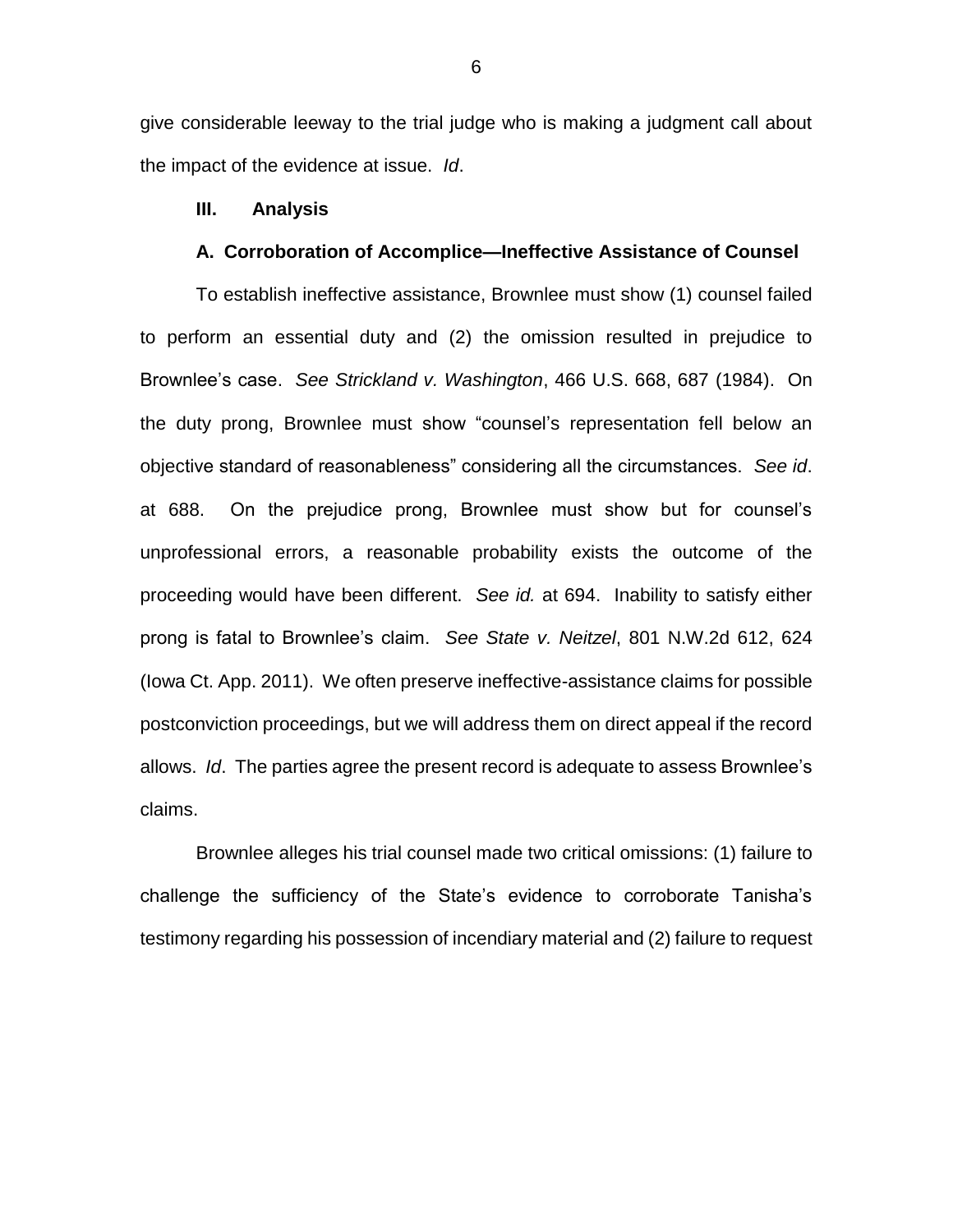give considerable leeway to the trial judge who is making a judgment call about the impact of the evidence at issue. *Id*.

## III. Analysis

### A. Corroboration of Accomplice—Ineffective Assistance of Counsel

To establish ineffective assistance, Brownlee must show (1) counsel failed to perform an essential duty and (2) the omission resulted in prejudice to Brownlee's case. *See Strickland v. Washington*, 466 U.S. 668, 687 (1984). On the duty prong, Brownlee must show "counsel's representation fell below an objective standard of reasonableness" considering all the circumstances. *See id*. at 688. On the prejudice prong, Brownlee must show but for counsel's unprofessional errors, a reasonable probability exists the outcome of the proceeding would have been different. *See id.* at 694. Inability to satisfy either prong is fatal to Brownlee's claim. *See State v. Neitzel*, 801 N.W.2d 612, 624 (Iowa Ct. App. 2011). We often preserve ineffective-assistance claims for possible postconviction proceedings, but we will address them on direct appeal if the record allows. *Id*. The parties agree the present record is adequate to assess Brownlee's claims.

Brownlee alleges his trial counsel made two critical omissions: (1) failure to challenge the sufficiency of the State's evidence to corroborate Tanisha's testimony regarding his possession of incendiary material and (2) failure to request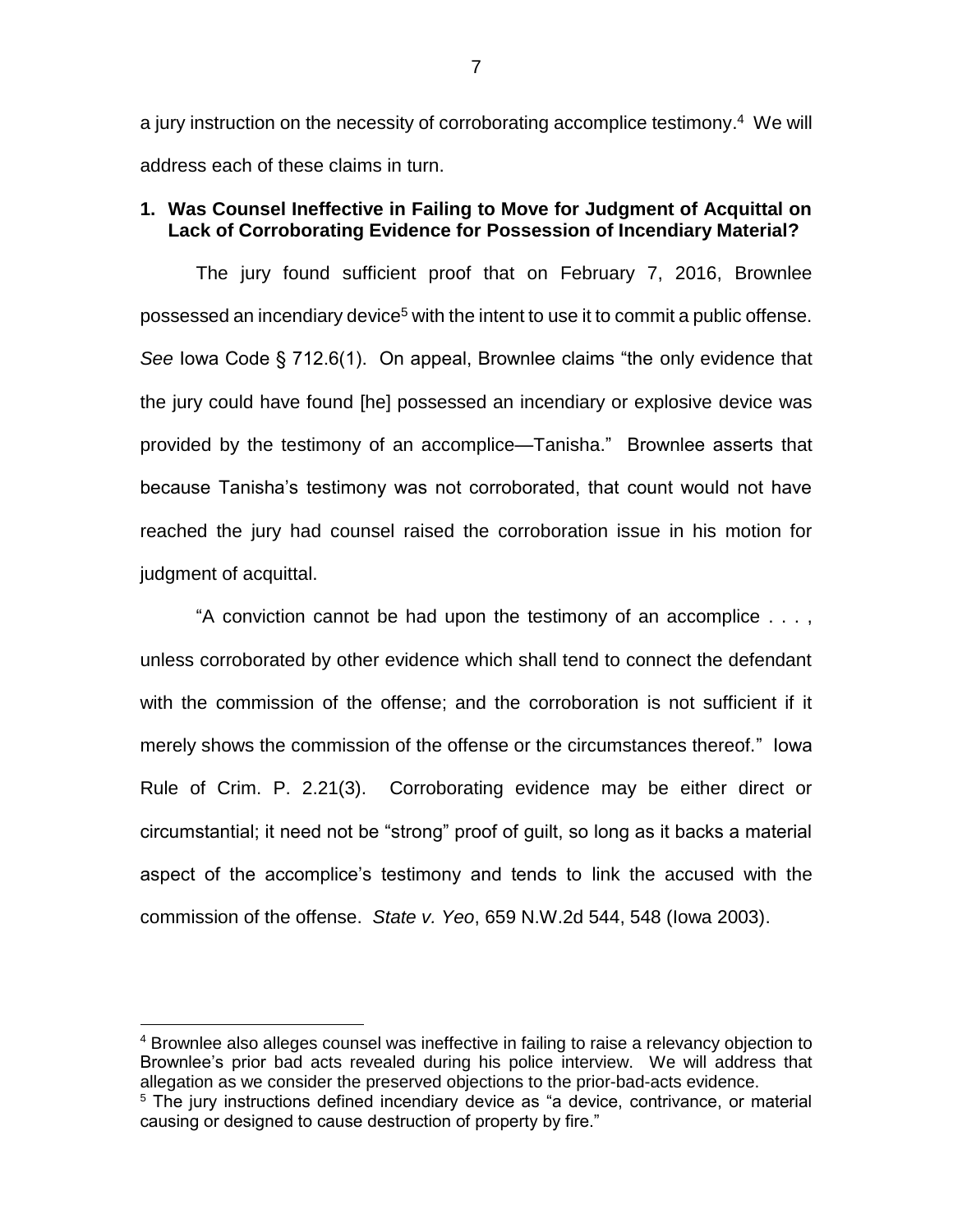a jury instruction on the necessity of corroborating accomplice testimony.[4] We will address each of these claims in turn.

**1. Was Counsel Ineffective in Failing to Move for Judgment of Acquittal on Lack of Corroborating Evidence for Possession of Incendiary Material?**

The jury found sufficient proof that on February 7, 2016, Brownlee possessed an incendiary device[5] with the intent to use it to commit a public offense. *See* Iowa Code § 712.6(1). On appeal, Brownlee claims "the only evidence that the jury could have found [he] possessed an incendiary or explosive device was provided by the testimony of an accomplice—Tanisha." Brownlee asserts that because Tanisha's testimony was not corroborated, that count would not have reached the jury had counsel raised the corroboration issue in his motion for judgment of acquittal.

"A conviction cannot be had upon the testimony of an accomplice . . . , unless corroborated by other evidence which shall tend to connect the defendant with the commission of the offense; and the corroboration is not sufficient if it merely shows the commission of the offense or the circumstances thereof." Iowa Rule of Crim. P. 2.21(3). Corroborating evidence may be either direct or circumstantial; it need not be "strong" proof of guilt, so long as it backs a material aspect of the accomplice's testimony and tends to link the accused with the commission of the offense. *State v. Yeo*, 659 N.W.2d 544, 548 (Iowa 2003).

---

[4] Brownlee also alleges counsel was ineffective in failing to raise a relevancy objection to Brownlee's prior bad acts revealed during his police interview. We will address that allegation as we consider the preserved objections to the prior-bad-acts evidence.

[5] The jury instructions defined incendiary device as "a device, contrivance, or material causing or designed to cause destruction of property by fire."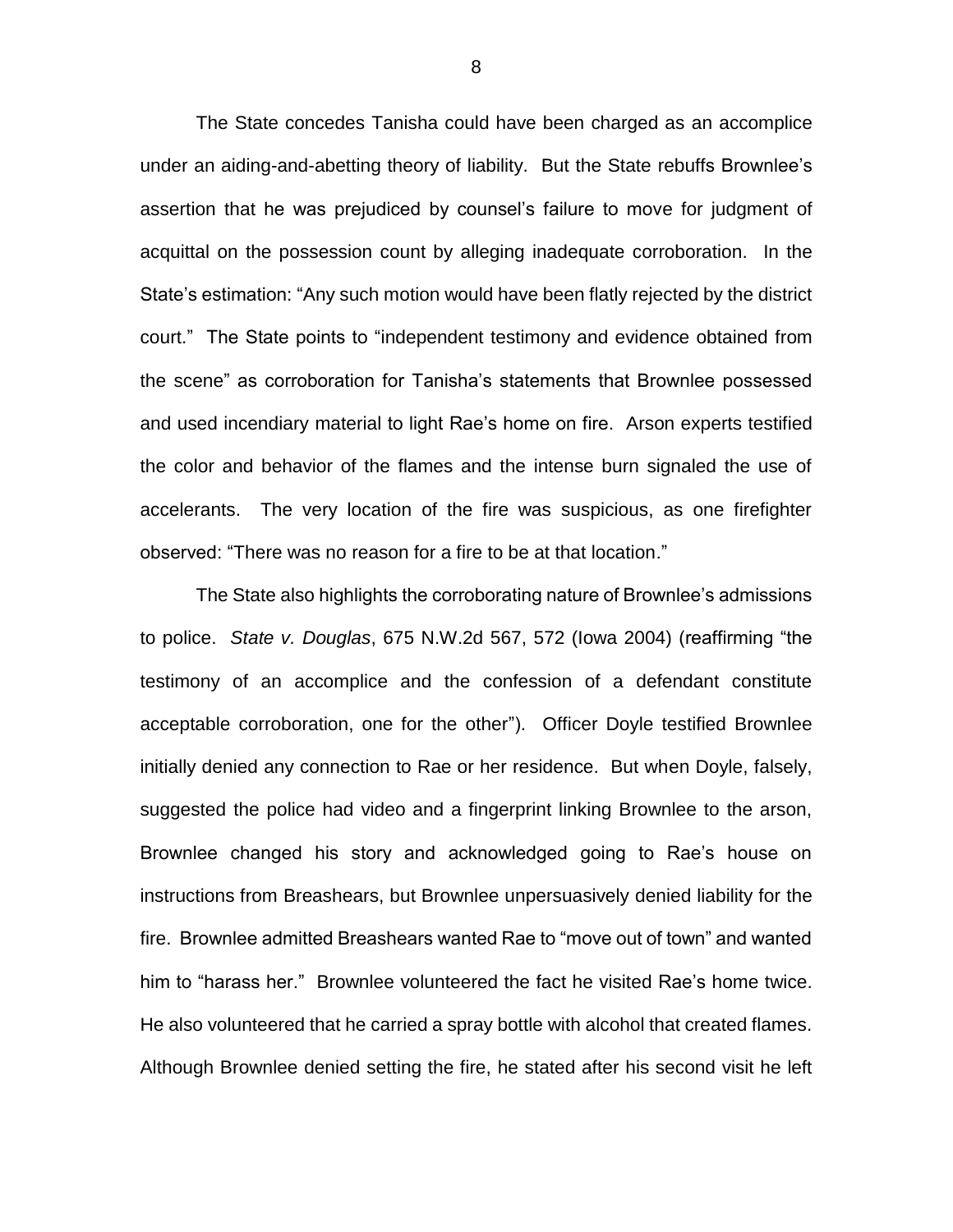The State concedes Tanisha could have been charged as an accomplice under an aiding-and-abetting theory of liability. But the State rebuffs Brownlee's assertion that he was prejudiced by counsel's failure to move for judgment of acquittal on the possession count by alleging inadequate corroboration. In the State's estimation: "Any such motion would have been flatly rejected by the district court." The State points to "independent testimony and evidence obtained from the scene" as corroboration for Tanisha's statements that Brownlee possessed and used incendiary material to light Rae's home on fire. Arson experts testified the color and behavior of the flames and the intense burn signaled the use of accelerants. The very location of the fire was suspicious, as one firefighter observed: "There was no reason for a fire to be at that location."

The State also highlights the corroborating nature of Brownlee's admissions to police. *State v. Douglas*, 675 N.W.2d 567, 572 (Iowa 2004) (reaffirming "the testimony of an accomplice and the confession of a defendant constitute acceptable corroboration, one for the other"). Officer Doyle testified Brownlee initially denied any connection to Rae or her residence. But when Doyle, falsely, suggested the police had video and a fingerprint linking Brownlee to the arson, Brownlee changed his story and acknowledged going to Rae's house on instructions from Breashears, but Brownlee unpersuasively denied liability for the fire. Brownlee admitted Breashears wanted Rae to "move out of town" and wanted him to "harass her." Brownlee volunteered the fact he visited Rae's home twice. He also volunteered that he carried a spray bottle with alcohol that created flames. Although Brownlee denied setting the fire, he stated after his second visit he left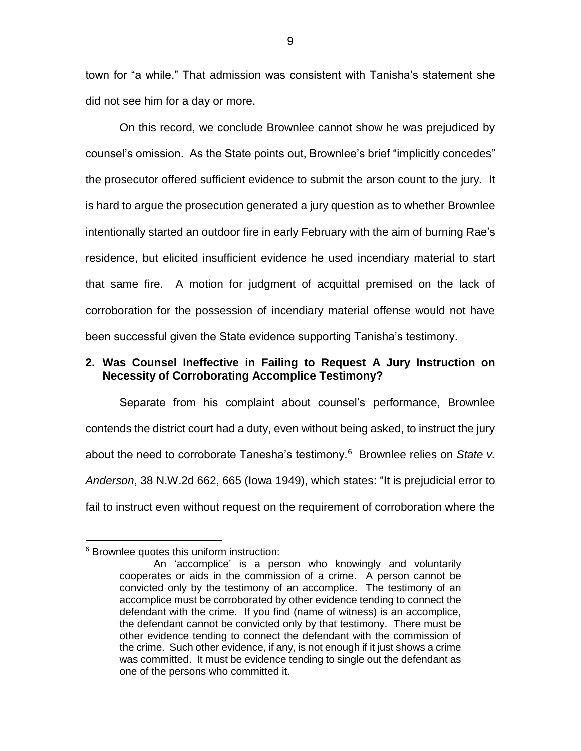town for "a while." That admission was consistent with Tanisha's statement she did not see him for a day or more.

On this record, we conclude Brownlee cannot show he was prejudiced by counsel's omission. As the State points out, Brownlee's brief "implicitly concedes" the prosecutor offered sufficient evidence to submit the arson count to the jury. It is hard to argue the prosecution generated a jury question as to whether Brownlee intentionally started an outdoor fire in early February with the aim of burning Rae's residence, but elicited insufficient evidence he used incendiary material to start that same fire. A motion for judgment of acquittal premised on the lack of corroboration for the possession of incendiary material offense would not have been successful given the State evidence supporting Tanisha's testimony.

### 2. Was Counsel Ineffective in Failing to Request A Jury Instruction on Necessity of Corroborating Accomplice Testimony?

Separate from his complaint about counsel's performance, Brownlee contends the district court had a duty, even without being asked, to instruct the jury about the need to corroborate Tanesha's testimony.[6] Brownlee relies on *State v. Anderson*, 38 N.W.2d 662, 665 (Iowa 1949), which states: "It is prejudicial error to fail to instruct even without request on the requirement of corroboration where the

---

[6] Brownlee quotes this uniform instruction:

> An 'accomplice' is a person who knowingly and voluntarily cooperates or aids in the commission of a crime. A person cannot be convicted only by the testimony of an accomplice. The testimony of an accomplice must be corroborated by other evidence tending to connect the defendant with the crime. If you find (name of witness) is an accomplice, the defendant cannot be convicted only by that testimony. There must be other evidence tending to connect the defendant with the commission of the crime. Such other evidence, if any, is not enough if it just shows a crime was committed. It must be evidence tending to single out the defendant as one of the persons who committed it.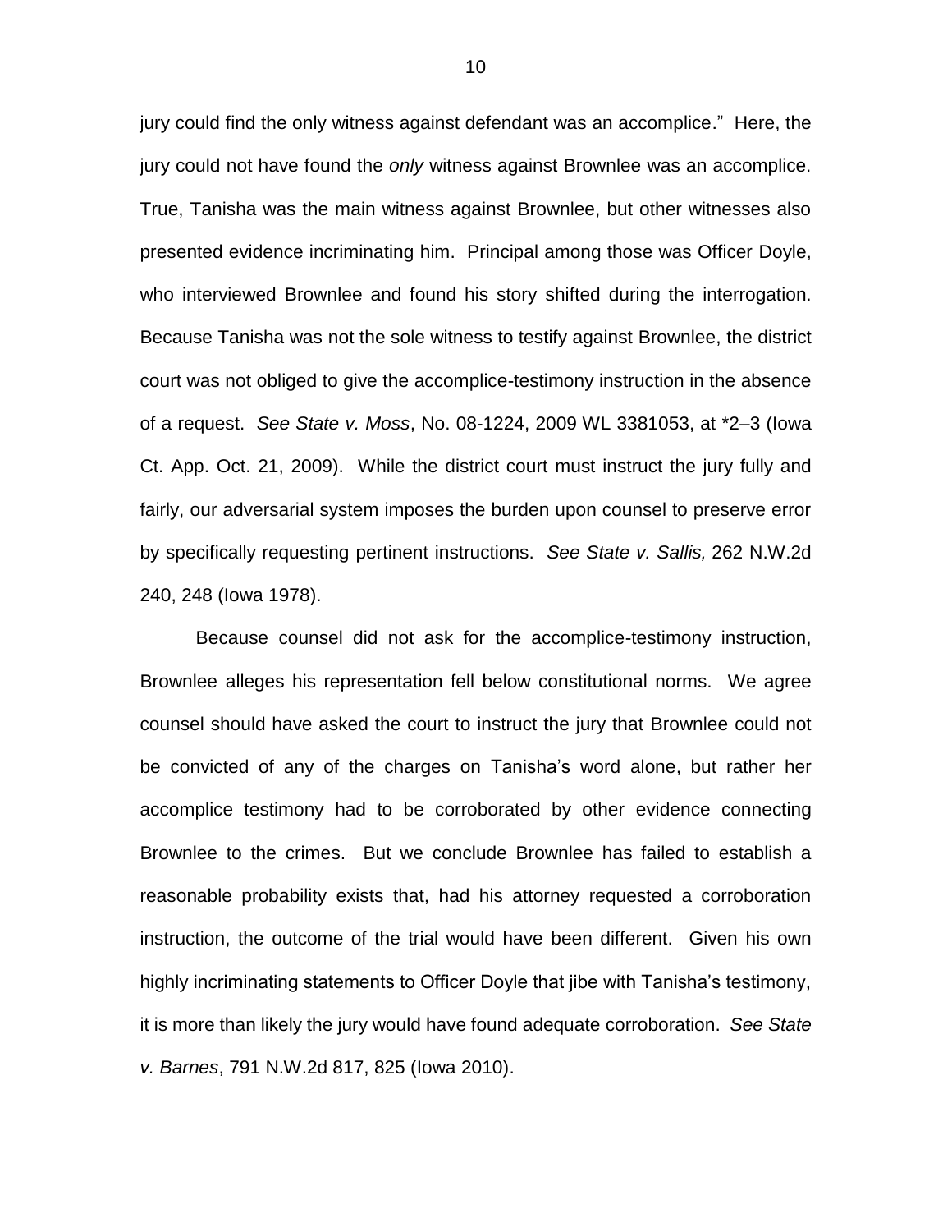jury could find the only witness against defendant was an accomplice." Here, the jury could not have found the *only* witness against Brownlee was an accomplice. True, Tanisha was the main witness against Brownlee, but other witnesses also presented evidence incriminating him. Principal among those was Officer Doyle, who interviewed Brownlee and found his story shifted during the interrogation. Because Tanisha was not the sole witness to testify against Brownlee, the district court was not obliged to give the accomplice-testimony instruction in the absence of a request. *See State v. Moss*, No. 08-1224, 2009 WL 3381053, at *2–3 (Iowa Ct. App. Oct. 21, 2009). While the district court must instruct the jury fully and fairly, our adversarial system imposes the burden upon counsel to preserve error by specifically requesting pertinent instructions. *See State v. Sallis,* 262 N.W.2d 240, 248 (Iowa 1978).

Because counsel did not ask for the accomplice-testimony instruction, Brownlee alleges his representation fell below constitutional norms. We agree counsel should have asked the court to instruct the jury that Brownlee could not be convicted of any of the charges on Tanisha's word alone, but rather her accomplice testimony had to be corroborated by other evidence connecting Brownlee to the crimes. But we conclude Brownlee has failed to establish a reasonable probability exists that, had his attorney requested a corroboration instruction, the outcome of the trial would have been different. Given his own highly incriminating statements to Officer Doyle that jibe with Tanisha's testimony, it is more than likely the jury would have found adequate corroboration. *See State v. Barnes*, 791 N.W.2d 817, 825 (Iowa 2010).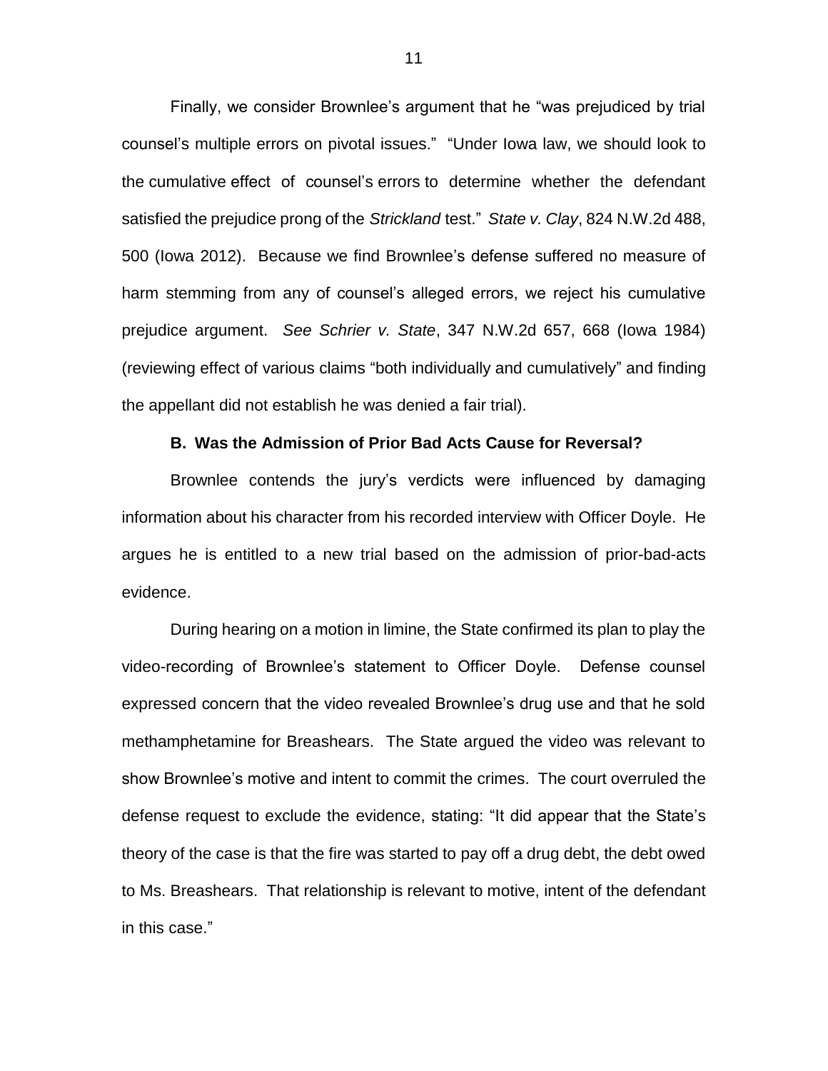Finally, we consider Brownlee's argument that he "was prejudiced by trial counsel's multiple errors on pivotal issues." "Under Iowa law, we should look to the cumulative effect of counsel's errors to determine whether the defendant satisfied the prejudice prong of the *Strickland* test." *State v. Clay*, 824 N.W.2d 488, 500 (Iowa 2012). Because we find Brownlee's defense suffered no measure of harm stemming from any of counsel's alleged errors, we reject his cumulative prejudice argument. *See Schrier v. State*, 347 N.W.2d 657, 668 (Iowa 1984) (reviewing effect of various claims "both individually and cumulatively" and finding the appellant did not establish he was denied a fair trial).

**B. Was the Admission of Prior Bad Acts Cause for Reversal?**

Brownlee contends the jury's verdicts were influenced by damaging information about his character from his recorded interview with Officer Doyle. He argues he is entitled to a new trial based on the admission of prior-bad-acts evidence.

During hearing on a motion in limine, the State confirmed its plan to play the video-recording of Brownlee's statement to Officer Doyle. Defense counsel expressed concern that the video revealed Brownlee's drug use and that he sold methamphetamine for Breashears. The State argued the video was relevant to show Brownlee's motive and intent to commit the crimes. The court overruled the defense request to exclude the evidence, stating: "It did appear that the State's theory of the case is that the fire was started to pay off a drug debt, the debt owed to Ms. Breashears. That relationship is relevant to motive, intent of the defendant in this case."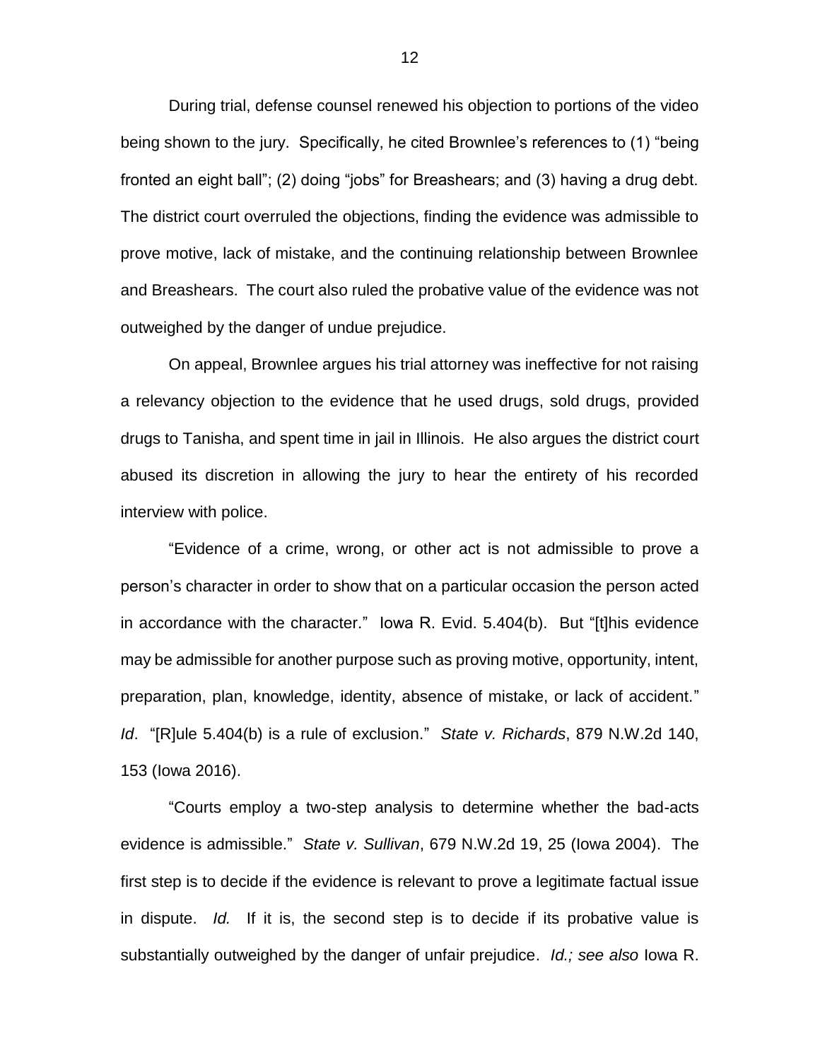During trial, defense counsel renewed his objection to portions of the video being shown to the jury. Specifically, he cited Brownlee's references to (1) "being fronted an eight ball"; (2) doing "jobs" for Breashears; and (3) having a drug debt. The district court overruled the objections, finding the evidence was admissible to prove motive, lack of mistake, and the continuing relationship between Brownlee and Breashears. The court also ruled the probative value of the evidence was not outweighed by the danger of undue prejudice.

On appeal, Brownlee argues his trial attorney was ineffective for not raising a relevancy objection to the evidence that he used drugs, sold drugs, provided drugs to Tanisha, and spent time in jail in Illinois. He also argues the district court abused its discretion in allowing the jury to hear the entirety of his recorded interview with police.

"Evidence of a crime, wrong, or other act is not admissible to prove a person's character in order to show that on a particular occasion the person acted in accordance with the character." Iowa R. Evid. 5.404(b). But "[t]his evidence may be admissible for another purpose such as proving motive, opportunity, intent, preparation, plan, knowledge, identity, absence of mistake, or lack of accident." *Id*. "[R]ule 5.404(b) is a rule of exclusion." *State v. Richards*, 879 N.W.2d 140, 153 (Iowa 2016).

"Courts employ a two-step analysis to determine whether the bad-acts evidence is admissible." *State v. Sullivan*, 679 N.W.2d 19, 25 (Iowa 2004). The first step is to decide if the evidence is relevant to prove a legitimate factual issue in dispute. *Id.* If it is, the second step is to decide if its probative value is substantially outweighed by the danger of unfair prejudice. *Id.; see also* Iowa R.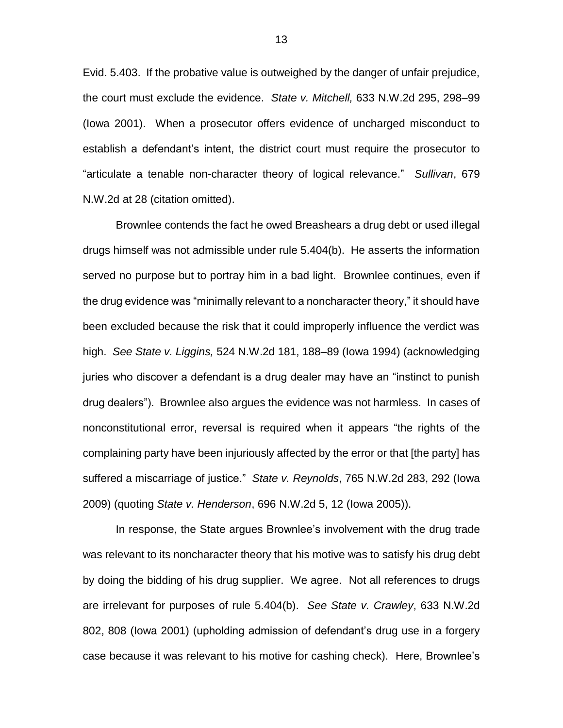Evid. 5.403. If the probative value is outweighed by the danger of unfair prejudice, the court must exclude the evidence. *State v. Mitchell,* 633 N.W.2d 295, 298–99 (Iowa 2001). When a prosecutor offers evidence of uncharged misconduct to establish a defendant's intent, the district court must require the prosecutor to "articulate a tenable non-character theory of logical relevance." *Sullivan*, 679 N.W.2d at 28 (citation omitted).

Brownlee contends the fact he owed Breashears a drug debt or used illegal drugs himself was not admissible under rule 5.404(b). He asserts the information served no purpose but to portray him in a bad light. Brownlee continues, even if the drug evidence was "minimally relevant to a noncharacter theory," it should have been excluded because the risk that it could improperly influence the verdict was high. *See State v. Liggins,* 524 N.W.2d 181, 188–89 (Iowa 1994) (acknowledging juries who discover a defendant is a drug dealer may have an "instinct to punish drug dealers"). Brownlee also argues the evidence was not harmless. In cases of nonconstitutional error, reversal is required when it appears "the rights of the complaining party have been injuriously affected by the error or that [the party] has suffered a miscarriage of justice." *State v. Reynolds*, 765 N.W.2d 283, 292 (Iowa 2009) (quoting *State v. Henderson*, 696 N.W.2d 5, 12 (Iowa 2005)).

In response, the State argues Brownlee's involvement with the drug trade was relevant to its noncharacter theory that his motive was to satisfy his drug debt by doing the bidding of his drug supplier. We agree. Not all references to drugs are irrelevant for purposes of rule 5.404(b). *See State v. Crawley*, 633 N.W.2d 802, 808 (Iowa 2001) (upholding admission of defendant's drug use in a forgery case because it was relevant to his motive for cashing check). Here, Brownlee's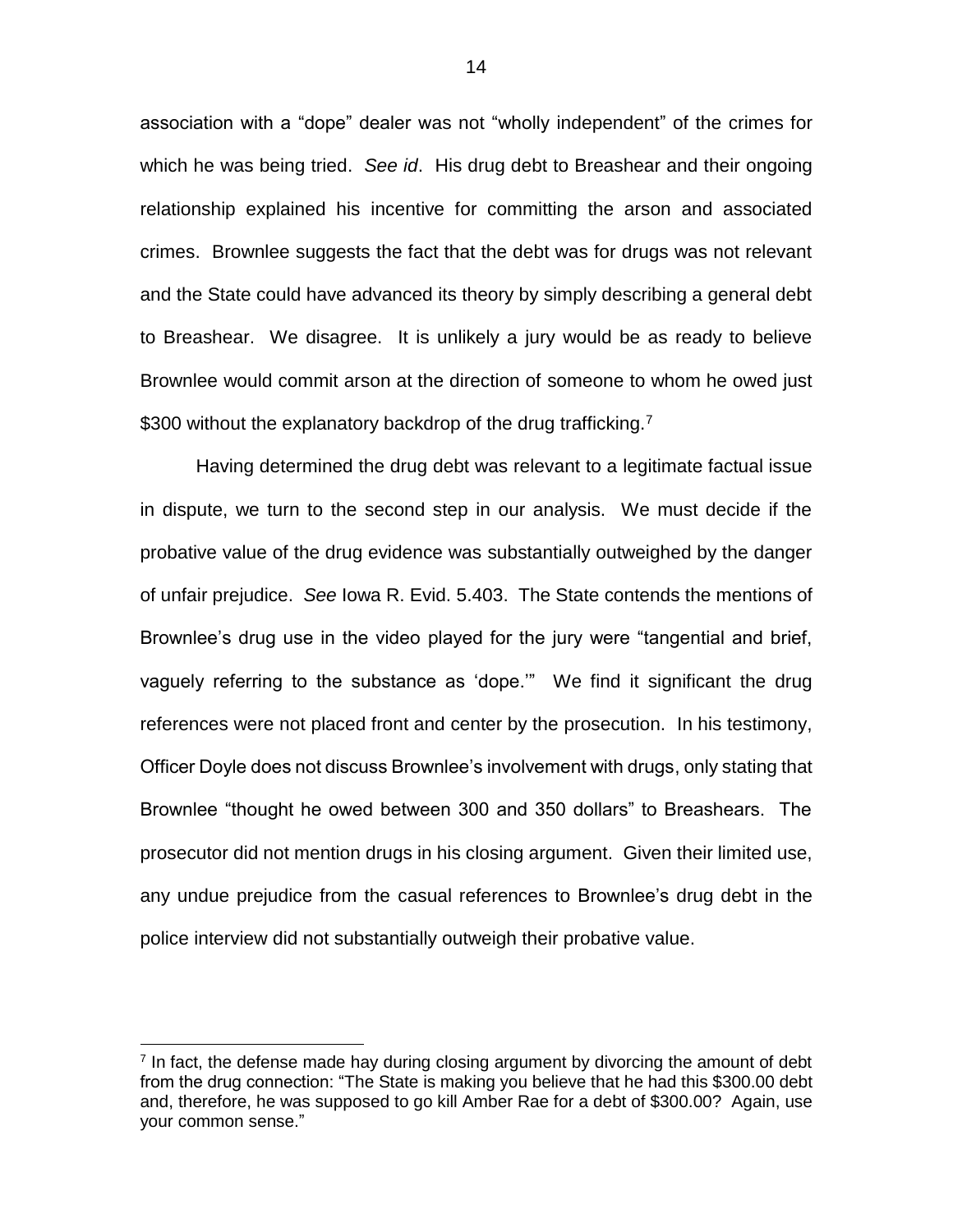association with a "dope" dealer was not "wholly independent" of the crimes for which he was being tried. *See id*. His drug debt to Breashear and their ongoing relationship explained his incentive for committing the arson and associated crimes. Brownlee suggests the fact that the debt was for drugs was not relevant and the State could have advanced its theory by simply describing a general debt to Breashear. We disagree. It is unlikely a jury would be as ready to believe Brownlee would commit arson at the direction of someone to whom he owed just $300 without the explanatory backdrop of the drug trafficking.[7]

Having determined the drug debt was relevant to a legitimate factual issue in dispute, we turn to the second step in our analysis. We must decide if the probative value of the drug evidence was substantially outweighed by the danger of unfair prejudice. *See* Iowa R. Evid. 5.403. The State contends the mentions of Brownlee's drug use in the video played for the jury were "tangential and brief, vaguely referring to the substance as 'dope.'" We find it significant the drug references were not placed front and center by the prosecution. In his testimony, Officer Doyle does not discuss Brownlee's involvement with drugs, only stating that Brownlee "thought he owed between 300 and 350 dollars" to Breashears. The prosecutor did not mention drugs in his closing argument. Given their limited use, any undue prejudice from the casual references to Brownlee's drug debt in the police interview did not substantially outweigh their probative value.

[7] In fact, the defense made hay during closing argument by divorcing the amount of debt from the drug connection: "The State is making you believe that he had this $300.00 debt and, therefore, he was supposed to go kill Amber Rae for a debt of $300.00? Again, use your common sense."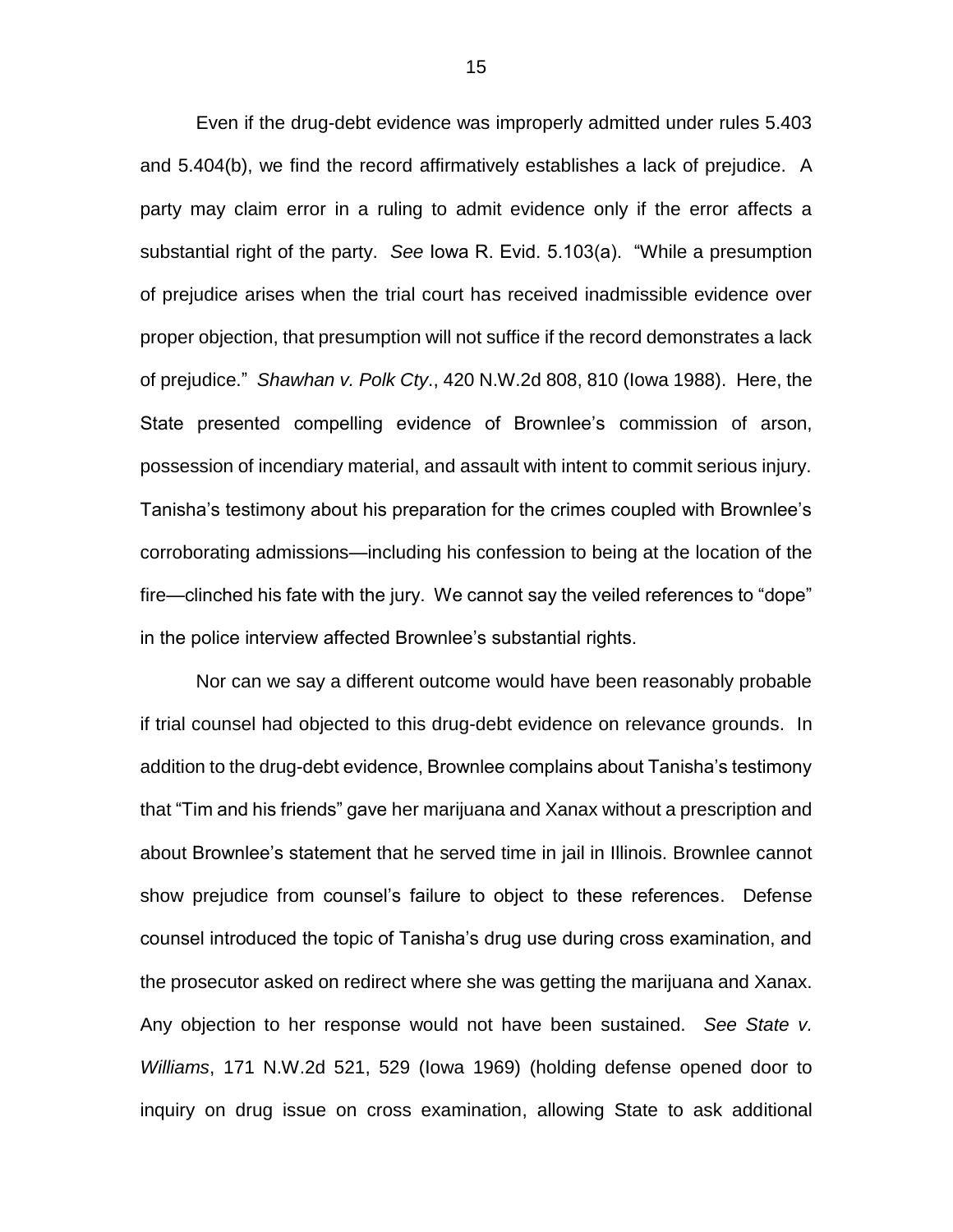Even if the drug-debt evidence was improperly admitted under rules 5.403 and 5.404(b), we find the record affirmatively establishes a lack of prejudice. A party may claim error in a ruling to admit evidence only if the error affects a substantial right of the party. *See* Iowa R. Evid. 5.103(a). "While a presumption of prejudice arises when the trial court has received inadmissible evidence over proper objection, that presumption will not suffice if the record demonstrates a lack of prejudice." *Shawhan v. Polk Cty.*, 420 N.W.2d 808, 810 (Iowa 1988). Here, the State presented compelling evidence of Brownlee's commission of arson, possession of incendiary material, and assault with intent to commit serious injury. Tanisha's testimony about his preparation for the crimes coupled with Brownlee's corroborating admissions—including his confession to being at the location of the fire—clinched his fate with the jury. We cannot say the veiled references to "dope" in the police interview affected Brownlee's substantial rights.

Nor can we say a different outcome would have been reasonably probable if trial counsel had objected to this drug-debt evidence on relevance grounds. In addition to the drug-debt evidence, Brownlee complains about Tanisha's testimony that "Tim and his friends" gave her marijuana and Xanax without a prescription and about Brownlee's statement that he served time in jail in Illinois. Brownlee cannot show prejudice from counsel's failure to object to these references. Defense counsel introduced the topic of Tanisha's drug use during cross examination, and the prosecutor asked on redirect where she was getting the marijuana and Xanax. Any objection to her response would not have been sustained. *See State v. Williams*, 171 N.W.2d 521, 529 (Iowa 1969) (holding defense opened door to inquiry on drug issue on cross examination, allowing State to ask additional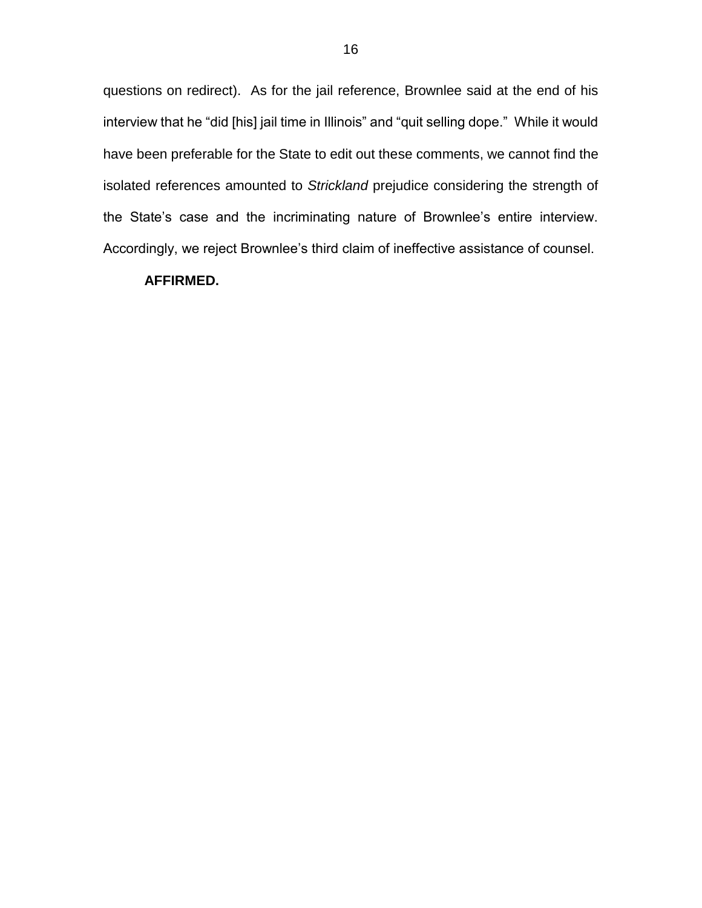questions on redirect). As for the jail reference, Brownlee said at the end of his interview that he "did [his] jail time in Illinois" and "quit selling dope." While it would have been preferable for the State to edit out these comments, we cannot find the isolated references amounted to *Strickland* prejudice considering the strength of the State's case and the incriminating nature of Brownlee's entire interview. Accordingly, we reject Brownlee's third claim of ineffective assistance of counsel.

**AFFIRMED.**